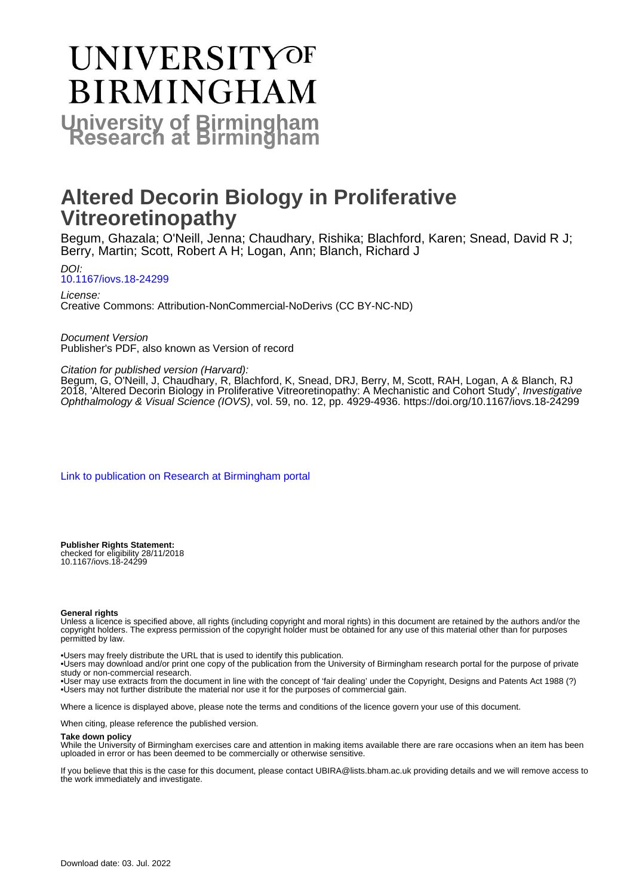# UNIVERSITY OF BIRMINGHAM

## University of Birmingham Research at Birmingham

# Altered Decorin Biology in Proliferative Vitreoretinopathy

Begum, Ghazala; O'Neill, Jenna; Chaudhary, Rishika; Blachford, Karen; Snead, David R J; Berry, Martin; Scott, Robert A H; Logan, Ann; Blanch, Richard J

*DOI:*
10.1167/iovs.18-24299

*License:*
Creative Commons: Attribution-NonCommercial-NoDerivs (CC BY-NC-ND)

*Document Version*
Publisher's PDF, also known as Version of record

*Citation for published version (Harvard):*
Begum, G, O'Neill, J, Chaudhary, R, Blachford, K, Snead, DRJ, Berry, M, Scott, RAH, Logan, A & Blanch, RJ 2018, 'Altered Decorin Biology in Proliferative Vitreoretinopathy: A Mechanistic and Cohort Study', *Investigative Ophthalmology & Visual Science (IOVS)*, vol. 59, no. 12, pp. 4929-4936. https://doi.org/10.1167/iovs.18-24299

Link to publication on Research at Birmingham portal

**Publisher Rights Statement:**
checked for eligibility 28/11/2018
10.1167/iovs.18-24299

**General rights**
Unless a licence is specified above, all rights (including copyright and moral rights) in this document are retained by the authors and/or the copyright holders. The express permission of the copyright holder must be obtained for any use of this material other than for purposes permitted by law.

•Users may freely distribute the URL that is used to identify this publication.
•Users may download and/or print one copy of the publication from the University of Birmingham research portal for the purpose of private study or non-commercial research.
•User may use extracts from the document in line with the concept of 'fair dealing' under the Copyright, Designs and Patents Act 1988 (?)
•Users may not further distribute the material nor use it for the purposes of commercial gain.

Where a licence is displayed above, please note the terms and conditions of the licence govern your use of this document.

When citing, please reference the published version.

**Take down policy**
While the University of Birmingham exercises care and attention in making items available there are rare occasions when an item has been uploaded in error or has been deemed to be commercially or otherwise sensitive.

If you believe that this is the case for this document, please contact UBIRA@lists.bham.ac.uk providing details and we will remove access to the work immediately and investigate.

Download date: 03. Jul. 2022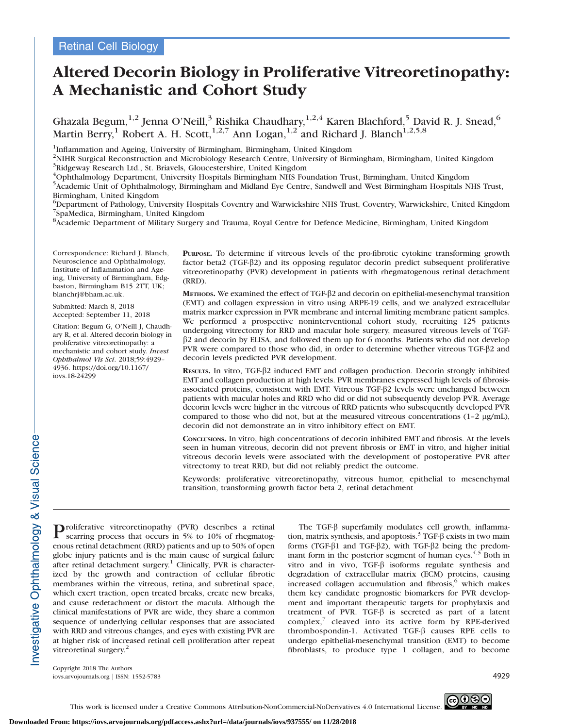# Altered Decorin Biology in Proliferative Vitreoretinopathy: A Mechanistic and Cohort Study

Ghazala Begum,[1,2] Jenna O'Neill,[3] Rishika Chaudhary,[1,2,4] Karen Blachford,[5] David R. J. Snead,[6] Martin Berry,[1] Robert A. H. Scott,[1,2,7] Ann Logan,[1,2] and Richard J. Blanch[1,2,5,8]

[1]Inflammation and Ageing, University of Birmingham, Birmingham, United Kingdom
[2]NIHR Surgical Reconstruction and Microbiology Research Centre, University of Birmingham, Birmingham, United Kingdom
[3]Ridgeway Research Ltd., St. Briavels, Gloucestershire, United Kingdom
[4]Ophthalmology Department, University Hospitals Birmingham NHS Foundation Trust, Birmingham, United Kingdom
[5]Academic Unit of Ophthalmology, Birmingham and Midland Eye Centre, Sandwell and West Birmingham Hospitals NHS Trust, Birmingham, United Kingdom
[6]Department of Pathology, University Hospitals Coventry and Warwickshire NHS Trust, Coventry, Warwickshire, United Kingdom
[7]SpaMedica, Birmingham, United Kingdom
[8]Academic Department of Military Surgery and Trauma, Royal Centre for Defence Medicine, Birmingham, United Kingdom

Correspondence: Richard J. Blanch, Neuroscience and Ophthalmology, Institute of Inflammation and Ageing, University of Birmingham, Edgbaston, Birmingham B15 2TT, UK; blanchrj@bham.ac.uk.

Submitted: March 8, 2018
Accepted: September 11, 2018

Citation: Begum G, O'Neill J, Chaudhary R, et al. Altered decorin biology in proliferative vitreoretinopathy: a mechanistic and cohort study. *Invest Ophthalmol Vis Sci*. 2018;59:4929–4936. https://doi.org/10.1167/iovs.18-24299

**Purpose.** To determine if vitreous levels of the pro-fibrotic cytokine transforming growth factor beta2 (TGF-β2) and its opposing regulator decorin predict subsequent proliferative vitreoretinopathy (PVR) development in patients with rhegmatogenous retinal detachment (RRD).

**Methods.** We examined the effect of TGF-β2 and decorin on epithelial-mesenchymal transition (EMT) and collagen expression in vitro using ARPE-19 cells, and we analyzed extracellular matrix marker expression in PVR membrane and internal limiting membrane patient samples. We performed a prospective noninterventional cohort study, recruiting 125 patients undergoing vitrectomy for RRD and macular hole surgery, measured vitreous levels of TGF-β2 and decorin by ELISA, and followed them up for 6 months. Patients who did not develop PVR were compared to those who did, in order to determine whether vitreous TGF-β2 and decorin levels predicted PVR development.

**Results.** In vitro, TGF-β2 induced EMT and collagen production. Decorin strongly inhibited EMT and collagen production at high levels. PVR membranes expressed high levels of fibrosis-associated proteins, consistent with EMT. Vitreous TGF-β2 levels were unchanged between patients with macular holes and RRD who did or did not subsequently develop PVR. Average decorin levels were higher in the vitreous of RRD patients who subsequently developed PVR compared to those who did not, but at the measured vitreous concentrations (1–2 μg/mL), decorin did not demonstrate an in vitro inhibitory effect on EMT.

**Conclusions.** In vitro, high concentrations of decorin inhibited EMT and fibrosis. At the levels seen in human vitreous, decorin did not prevent fibrosis or EMT in vitro, and higher initial vitreous decorin levels were associated with the development of postoperative PVR after vitrectomy to treat RRD, but did not reliably predict the outcome.

Keywords: proliferative vitreoretinopathy, vitreous humor, epithelial to mesenchymal transition, transforming growth factor beta 2, retinal detachment

Proliferative vitreoretinopathy (PVR) describes a retinal scarring process that occurs in 5% to 10% of rhegmatogenous retinal detachment (RRD) patients and up to 50% of open globe injury patients and is the main cause of surgical failure after retinal detachment surgery.[1] Clinically, PVR is characterized by the growth and contraction of cellular fibrotic membranes within the vitreous, retina, and subretinal space, which exert traction, open treated breaks, create new breaks, and cause redetachment or distort the macula. Although the clinical manifestations of PVR are wide, they share a common sequence of underlying cellular responses that are associated with RRD and vitreous changes, and eyes with existing PVR are at higher risk of increased retinal cell proliferation after repeat vitreoretinal surgery.[2]

The TGF-β superfamily modulates cell growth, inflammation, matrix synthesis, and apoptosis.[3] TGF-β exists in two main forms (TGF-β1 and TGF-β2), with TGF-β2 being the predominant form in the posterior segment of human eyes.[4,5] Both in vitro and in vivo, TGF-β isoforms regulate synthesis and degradation of extracellular matrix (ECM) proteins, causing increased collagen accumulation and fibrosis,[6] which makes them key candidate prognostic biomarkers for PVR development and important therapeutic targets for prophylaxis and treatment of PVR. TGF-β is secreted as part of a latent complex,[7] cleaved into its active form by RPE-derived thrombospondin-1. Activated TGF-β causes RPE cells to undergo epithelial-mesenchymal transition (EMT) to become fibroblasts, to produce type 1 collagen, and to become

Copyright 2018 The Authors
iovs.arvojournals.org | ISSN: 1552-5783

This work is licensed under a Creative Commons Attribution-NonCommercial-NoDerivatives 4.0 International License.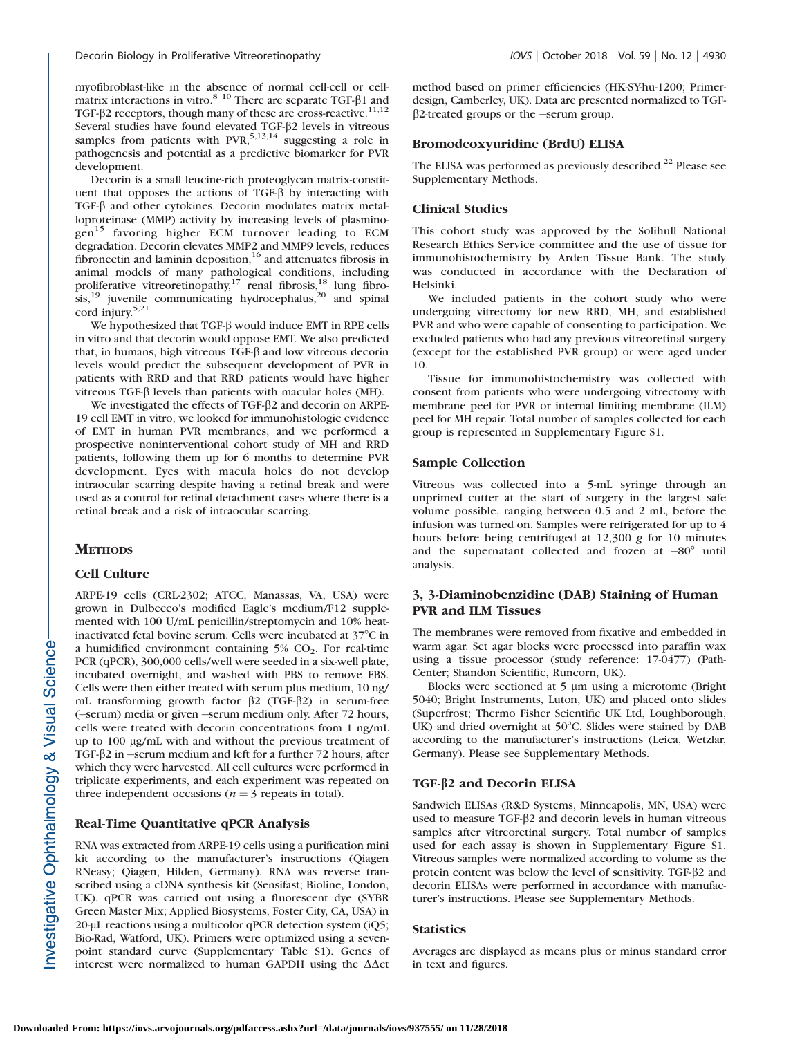myofibroblast-like in the absence of normal cell-cell or cell-matrix interactions in vitro.[8–10] There are separate TGF-β1 and TGF-β2 receptors, though many of these are cross-reactive.[11,12] Several studies have found elevated TGF-β2 levels in vitreous samples from patients with PVR,[5,13,14] suggesting a role in pathogenesis and potential as a predictive biomarker for PVR development.

Decorin is a small leucine-rich proteoglycan matrix-constituent that opposes the actions of TGF-β by interacting with TGF-β and other cytokines. Decorin modulates matrix metalloproteinase (MMP) activity by increasing levels of plasminogen[15] favoring higher ECM turnover leading to ECM degradation. Decorin elevates MMP2 and MMP9 levels, reduces fibronectin and laminin deposition,[16] and attenuates fibrosis in animal models of many pathological conditions, including proliferative vitreoretinopathy,[17] renal fibrosis,[18] lung fibrosis,[19] juvenile communicating hydrocephalus,[20] and spinal cord injury.[5,21]

We hypothesized that TGF-β would induce EMT in RPE cells in vitro and that decorin would oppose EMT. We also predicted that, in humans, high vitreous TGF-β and low vitreous decorin levels would predict the subsequent development of PVR in patients with RRD and that RRD patients would have higher vitreous TGF-β levels than patients with macular holes (MH).

We investigated the effects of TGF-β2 and decorin on ARPE-19 cell EMT in vitro, we looked for immunohistologic evidence of EMT in human PVR membranes, and we performed a prospective noninterventional cohort study of MH and RRD patients, following them up for 6 months to determine PVR development. Eyes with macula holes do not develop intraocular scarring despite having a retinal break and were used as a control for retinal detachment cases where there is a retinal break and a risk of intraocular scarring.

## METHODS

### Cell Culture

ARPE-19 cells (CRL-2302; ATCC, Manassas, VA, USA) were grown in Dulbecco's modified Eagle's medium/F12 supplemented with 100 U/mL penicillin/streptomycin and 10% heat-inactivated fetal bovine serum. Cells were incubated at 37°C in a humidified environment containing 5% $CO_2$. For real-time PCR (qPCR), 300,000 cells/well were seeded in a six-well plate, incubated overnight, and washed with PBS to remove FBS. Cells were then either treated with serum plus medium, 10 ng/mL transforming growth factor β2 (TGF-β2) in serum-free (−serum) media or given −serum medium only. After 72 hours, cells were treated with decorin concentrations from 1 ng/mL up to 100 µg/mL with and without the previous treatment of TGF-β2 in −serum medium and left for a further 72 hours, after which they were harvested. All cell cultures were performed in triplicate experiments, and each experiment was repeated on three independent occasions ($n = 3$ repeats in total).

### Real-Time Quantitative qPCR Analysis

RNA was extracted from ARPE-19 cells using a purification mini kit according to the manufacturer's instructions (Qiagen RNeasy; Qiagen, Hilden, Germany). RNA was reverse transcribed using a cDNA synthesis kit (Sensifast; Bioline, London, UK). qPCR was carried out using a fluorescent dye (SYBR Green Master Mix; Applied Biosystems, Foster City, CA, USA) in 20-µL reactions using a multicolor qPCR detection system (iQ5; Bio-Rad, Watford, UK). Primers were optimized using a seven-point standard curve (Supplementary Table S1). Genes of interest were normalized to human GAPDH using the ΔΔct method based on primer efficiencies (HK-SY-hu-1200; Primerdesign, Camberley, UK). Data are presented normalized to TGF-β2-treated groups or the −serum group.

### Bromodeoxyuridine (BrdU) ELISA

The ELISA was performed as previously described.[22] Please see Supplementary Methods.

### Clinical Studies

This cohort study was approved by the Solihull National Research Ethics Service committee and the use of tissue for immunohistochemistry by Arden Tissue Bank. The study was conducted in accordance with the Declaration of Helsinki.

We included patients in the cohort study who were undergoing vitrectomy for new RRD, MH, and established PVR and who were capable of consenting to participation. We excluded patients who had any previous vitreoretinal surgery (except for the established PVR group) or were aged under 10.

Tissue for immunohistochemistry was collected with consent from patients who were undergoing vitrectomy with membrane peel for PVR or internal limiting membrane (ILM) peel for MH repair. Total number of samples collected for each group is represented in Supplementary Figure S1.

### Sample Collection

Vitreous was collected into a 5-mL syringe through an unprimed cutter at the start of surgery in the largest safe volume possible, ranging between 0.5 and 2 mL, before the infusion was turned on. Samples were refrigerated for up to 4 hours before being centrifuged at 12,300 *g* for 10 minutes and the supernatant collected and frozen at −80° until analysis.

### 3, 3-Diaminobenzidine (DAB) Staining of Human PVR and ILM Tissues

The membranes were removed from fixative and embedded in warm agar. Set agar blocks were processed into paraffin wax using a tissue processor (study reference: 17-0477) (Path-Center; Shandon Scientific, Runcorn, UK).

Blocks were sectioned at 5 µm using a microtome (Bright 5040; Bright Instruments, Luton, UK) and placed onto slides (Superfrost; Thermo Fisher Scientific UK Ltd, Loughborough, UK) and dried overnight at 50°C. Slides were stained by DAB according to the manufacturer's instructions (Leica, Wetzlar, Germany). Please see Supplementary Methods.

### TGF-β2 and Decorin ELISA

Sandwich ELISAs (R&D Systems, Minneapolis, MN, USA) were used to measure TGF-β2 and decorin levels in human vitreous samples after vitreoretinal surgery. Total number of samples used for each assay is shown in Supplementary Figure S1. Vitreous samples were normalized according to volume as the protein content was below the level of sensitivity. TGF-β2 and decorin ELISAs were performed in accordance with manufacturer's instructions. Please see Supplementary Methods.

### Statistics

Averages are displayed as means plus or minus standard error in text and figures.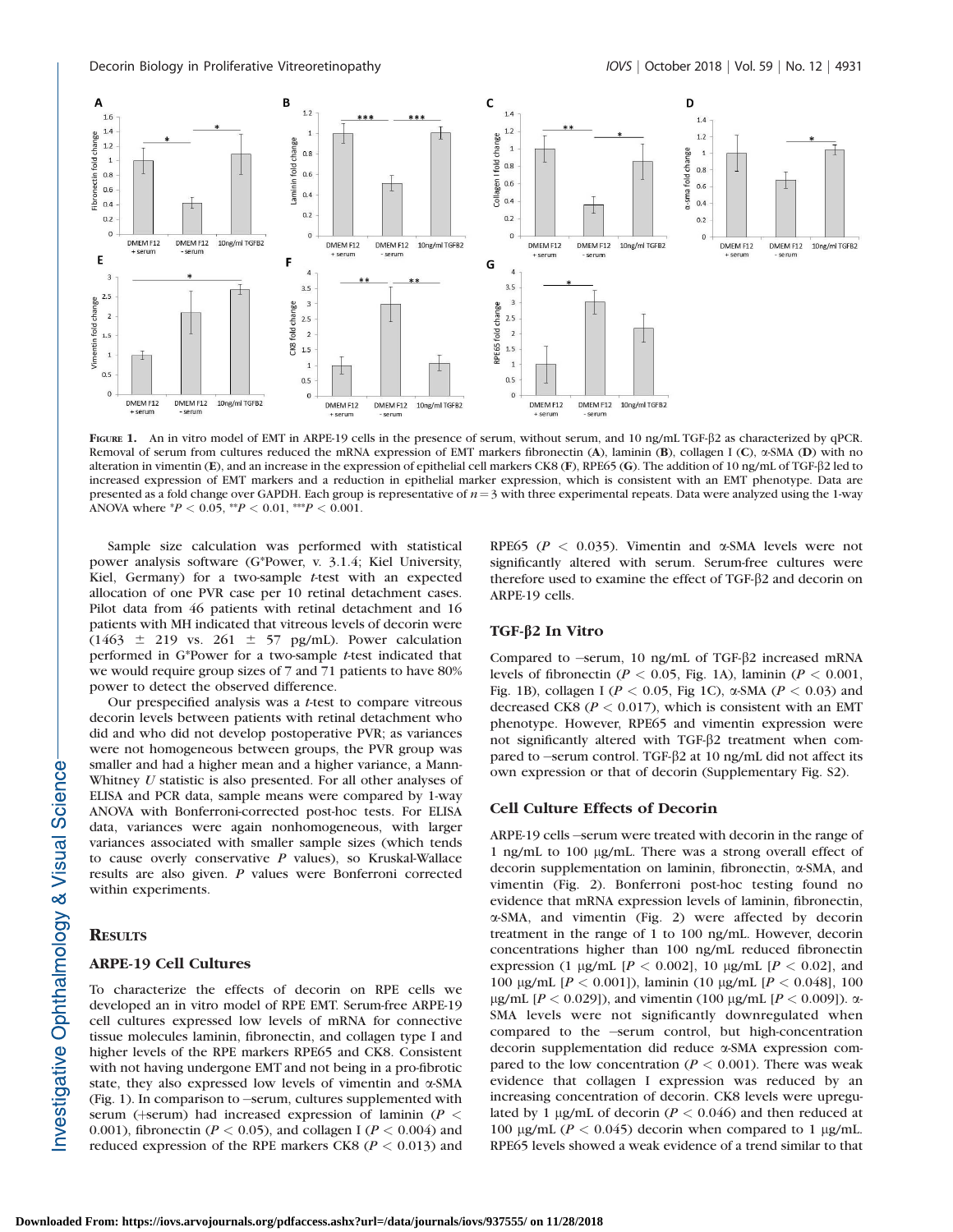**Figure 1.** An in vitro model of EMT in ARPE-19 cells in the presence of serum, without serum, and 10 ng/mL TGF-β2 as characterized by qPCR. Removal of serum from cultures reduced the mRNA expression of EMT markers fibronectin (**A**), laminin (**B**), collagen I (**C**), α-SMA (**D**) with no alteration in vimentin (**E**), and an increase in the expression of epithelial cell markers CK8 (**F**), RPE65 (**G**). The addition of 10 ng/mL of TGF-β2 led to increased expression of EMT markers and a reduction in epithelial marker expression, which is consistent with an EMT phenotype. Data are presented as a fold change over GAPDH. Each group is representative of $n = 3$ with three experimental repeats. Data were analyzed using the 1-way ANOVA where $^{*}P < 0.05$, $^{**}P < 0.01$, $^{***}P < 0.001$.

Sample size calculation was performed with statistical power analysis software (G*Power, v. 3.1.4; Kiel University, Kiel, Germany) for a two-sample *t*-test with an expected allocation of one PVR case per 10 retinal detachment cases. Pilot data from 46 patients with retinal detachment and 16 patients with MH indicated that vitreous levels of decorin were (1463 ± 219 vs. 261 ± 57 pg/mL). Power calculation performed in G*Power for a two-sample *t*-test indicated that we would require group sizes of 7 and 71 patients to have 80% power to detect the observed difference.

Our prespecified analysis was a *t*-test to compare vitreous decorin levels between patients with retinal detachment who did and who did not develop postoperative PVR; as variances were not homogeneous between groups, the PVR group was smaller and had a higher mean and a higher variance, a Mann-Whitney *U* statistic is also presented. For all other analyses of ELISA and PCR data, sample means were compared by 1-way ANOVA with Bonferroni-corrected post-hoc tests. For ELISA data, variances were again nonhomogeneous, with larger variances associated with smaller sample sizes (which tends to cause overly conservative *P* values), so Kruskal-Wallace results are also given. *P* values were Bonferroni corrected within experiments.

## Results

### ARPE-19 Cell Cultures

To characterize the effects of decorin on RPE cells we developed an in vitro model of RPE EMT. Serum-free ARPE-19 cell cultures expressed low levels of mRNA for connective tissue molecules laminin, fibronectin, and collagen type I and higher levels of the RPE markers RPE65 and CK8. Consistent with not having undergone EMT and not being in a pro-fibrotic state, they also expressed low levels of vimentin and α-SMA (Fig. 1). In comparison to −serum, cultures supplemented with serum (+serum) had increased expression of laminin ($P < 0.001$), fibronectin ($P < 0.05$), and collagen I ($P < 0.004$) and reduced expression of the RPE markers CK8 ($P < 0.013$) and RPE65 ($P < 0.035$). Vimentin and α-SMA levels were not significantly altered with serum. Serum-free cultures were therefore used to examine the effect of TGF-β2 and decorin on ARPE-19 cells.

### TGF-β2 In Vitro

Compared to −serum, 10 ng/mL of TGF-β2 increased mRNA levels of fibronectin ($P < 0.05$, Fig. 1A), laminin ($P < 0.001$, Fig. 1B), collagen I ($P < 0.05$, Fig 1C), α-SMA ($P < 0.03$) and decreased CK8 ($P < 0.017$), which is consistent with an EMT phenotype. However, RPE65 and vimentin expression were not significantly altered with TGF-β2 treatment when compared to −serum control. TGF-β2 at 10 ng/mL did not affect its own expression or that of decorin (Supplementary Fig. S2).

### Cell Culture Effects of Decorin

ARPE-19 cells −serum were treated with decorin in the range of 1 ng/mL to 100 μg/mL. There was a strong overall effect of decorin supplementation on laminin, fibronectin, α-SMA, and vimentin (Fig. 2). Bonferroni post-hoc testing found no evidence that mRNA expression levels of laminin, fibronectin, α-SMA, and vimentin (Fig. 2) were affected by decorin treatment in the range of 1 to 100 ng/mL. However, decorin concentrations higher than 100 ng/mL reduced fibronectin expression (1 μg/mL [$P < 0.002$], 10 μg/mL [$P < 0.02$], and 100 μg/mL [$P < 0.001$]), laminin (10 μg/mL [$P < 0.048$], 100 μg/mL [$P < 0.029$]), and vimentin (100 μg/mL [$P < 0.009$]). α-SMA levels were not significantly downregulated when compared to the −serum control, but high-concentration decorin supplementation did reduce α-SMA expression compared to the low concentration ($P < 0.001$). There was weak evidence that collagen I expression was reduced by an increasing concentration of decorin. CK8 levels were upregulated by 1 μg/mL of decorin ($P < 0.046$) and then reduced at 100 μg/mL ($P < 0.045$) decorin when compared to 1 μg/mL. RPE65 levels showed a weak evidence of a trend similar to that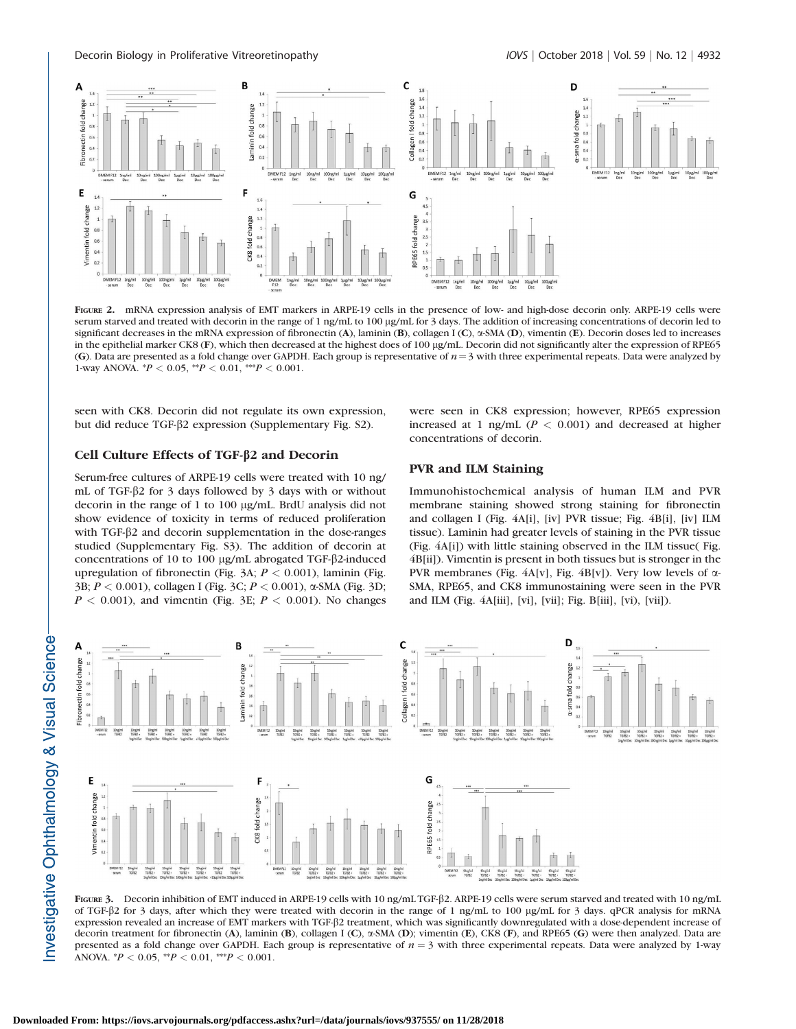FIGURE 2. mRNA expression analysis of EMT markers in ARPE-19 cells in the presence of low- and high-dose decorin only. ARPE-19 cells were serum starved and treated with decorin in the range of 1 ng/mL to 100 µg/mL for 3 days. The addition of increasing concentrations of decorin led to significant decreases in the mRNA expression of fibronectin (A), laminin (B), collagen I (C), α-SMA (D), vimentin (E). Decorin doses led to increases in the epithelial marker CK8 (F), which then decreased at the highest does of 100 µg/mL. Decorin did not significantly alter the expression of RPE65 (G). Data are presented as a fold change over GAPDH. Each group is representative of $n = 3$ with three experimental repeats. Data were analyzed by 1-way ANOVA. *$P < 0.05$, **$P < 0.01$, ***$P < 0.001$.

seen with CK8. Decorin did not regulate its own expression, but did reduce TGF-β2 expression (Supplementary Fig. S2).

### Cell Culture Effects of TGF-β2 and Decorin

Serum-free cultures of ARPE-19 cells were treated with 10 ng/mL of TGF-β2 for 3 days followed by 3 days with or without decorin in the range of 1 to 100 µg/mL. BrdU analysis did not show evidence of toxicity in terms of reduced proliferation with TGF-β2 and decorin supplementation in the dose-ranges studied (Supplementary Fig. S3). The addition of decorin at concentrations of 10 to 100 µg/mL abrogated TGF-β2-induced upregulation of fibronectin (Fig. 3A; $P < 0.001$), laminin (Fig. 3B; $P < 0.001$), collagen I (Fig. 3C; $P < 0.001$), α-SMA (Fig. 3D; $P < 0.001$), and vimentin (Fig. 3E; $P < 0.001$). No changes were seen in CK8 expression; however, RPE65 expression increased at 1 ng/mL ($P < 0.001$) and decreased at higher concentrations of decorin.

### PVR and ILM Staining

Immunohistochemical analysis of human ILM and PVR membrane staining showed strong staining for fibronectin and collagen I (Fig. 4A[i], [iv] PVR tissue; Fig. 4B[i], [iv] ILM tissue). Laminin had greater levels of staining in the PVR tissue (Fig. 4A[i]) with little staining observed in the ILM tissue( Fig. 4B[ii]). Vimentin is present in both tissues but is stronger in the PVR membranes (Fig. 4A[v], Fig. 4B[v]). Very low levels of α-SMA, RPE65, and CK8 immunostaining were seen in the PVR and ILM (Fig. 4A[iii], [vi], [vii]; Fig. B[iii], [vi), [vii]).

FIGURE 3. Decorin inhibition of EMT induced in ARPE-19 cells with 10 ng/mL TGF-β2. ARPE-19 cells were serum starved and treated with 10 ng/mL of TGF-β2 for 3 days, after which they were treated with decorin in the range of 1 ng/mL to 100 µg/mL for 3 days. qPCR analysis for mRNA expression revealed an increase of EMT markers with TGF-β2 treatment, which was significantly downregulated with a dose-dependent increase of decorin treatment for fibronectin (A), laminin (B), collagen I (C), α-SMA (D); vimentin (E), CK8 (F), and RPE65 (G) were then analyzed. Data are presented as a fold change over GAPDH. Each group is representative of $n = 3$ with three experimental repeats. Data were analyzed by 1-way ANOVA. *$P < 0.05$, **$P < 0.01$, ***$P < 0.001$.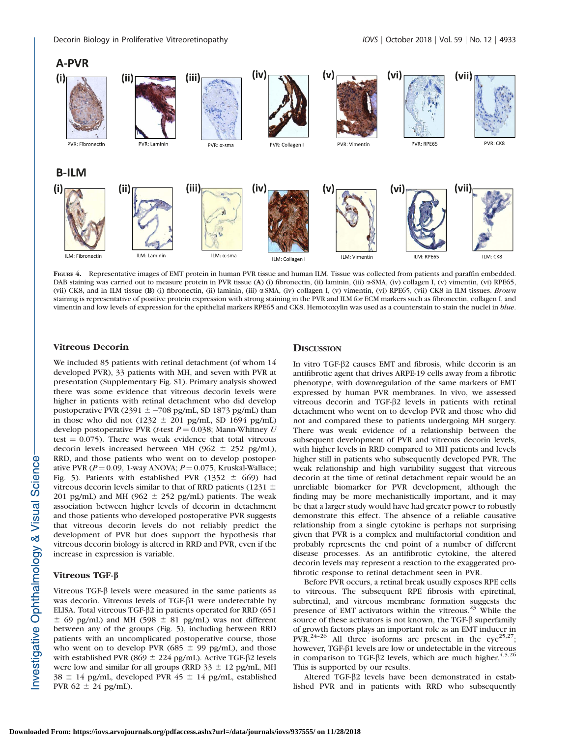FIGURE 4. Representative images of EMT protein in human PVR tissue and human ILM. Tissue was collected from patients and paraffin embedded. DAB staining was carried out to measure protein in PVR tissue (**A**) (i) fibronectin, (ii) laminin, (iii) α-SMA, (iv) collagen I, (v) vimentin, (vi) RPE65, (vii) CK8, and in ILM tissue (**B**) (i) fibronectin, (ii) laminin, (iii) α-SMA, (iv) collagen I, (v) vimentin, (vi) RPE65, (vii) CK8 in ILM tissues. *Brown* staining is representative of positive protein expression with strong staining in the PVR and ILM for ECM markers such as fibronectin, collagen I, and vimentin and low levels of expression for the epithelial markers RPE65 and CK8. Hemotoxylin was used as a counterstain to stain the nuclei in *blue*.

### Vitreous Decorin

We included 85 patients with retinal detachment (of whom 14 developed PVR), 33 patients with MH, and seven with PVR at presentation (Supplementary Fig. S1). Primary analysis showed there was some evidence that vitreous decorin levels were higher in patients with retinal detachment who did develop postoperative PVR (2391 ± −708 pg/mL, SD 1873 pg/mL) than in those who did not (1232 ± 201 pg/mL, SD 1694 pg/mL) develop postoperative PVR (*t*-test $P = 0.038$; Mann-Whitney *U* test = 0.075). There was weak evidence that total vitreous decorin levels increased between MH (962 ± 252 pg/mL), RRD, and those patients who went on to develop postoperative PVR ($P = 0.09$, 1-way ANOVA; $P = 0.075$, Kruskal-Wallace; Fig. 5). Patients with established PVR (1352 ± 669) had vitreous decorin levels similar to that of RRD patients (1231 ± 201 pg/mL) and MH (962 ± 252 pg/mL) patients. The weak association between higher levels of decorin in detachment and those patients who developed postoperative PVR suggests that vitreous decorin levels do not reliably predict the development of PVR but does support the hypothesis that vitreous decorin biology is altered in RRD and PVR, even if the increase in expression is variable.

### Vitreous TGF-β

Vitreous TGF-β levels were measured in the same patients as was decorin. Vitreous levels of TGF-β1 were undetectable by ELISA. Total vitreous TGF-β2 in patients operated for RRD (651 ± 69 pg/mL) and MH (598 ± 81 pg/mL) was not different between any of the groups (Fig. 5), including between RRD patients with an uncomplicated postoperative course, those who went on to develop PVR (685 ± 99 pg/mL), and those with established PVR (869 ± 224 pg/mL). Active TGF-β2 levels were low and similar for all groups (RRD 33 ± 12 pg/mL, MH 38 ± 14 pg/mL, developed PVR 45 ± 14 pg/mL, established PVR 62 ± 24 pg/mL).

## DISCUSSION

In vitro TGF-β2 causes EMT and fibrosis, while decorin is an antifibrotic agent that drives ARPE-19 cells away from a fibrotic phenotype, with downregulation of the same markers of EMT expressed by human PVR membranes. In vivo, we assessed vitreous decorin and TGF-β2 levels in patients with retinal detachment who went on to develop PVR and those who did not and compared these to patients undergoing MH surgery. There was weak evidence of a relationship between the subsequent development of PVR and vitreous decorin levels, with higher levels in RRD compared to MH patients and levels higher still in patients who subsequently developed PVR. The weak relationship and high variability suggest that vitreous decorin at the time of retinal detachment repair would be an unreliable biomarker for PVR development, although the finding may be more mechanistically important, and it may be that a larger study would have had greater power to robustly demonstrate this effect. The absence of a reliable causative relationship from a single cytokine is perhaps not surprising given that PVR is a complex and multifactorial condition and probably represents the end point of a number of different disease processes. As an antifibrotic cytokine, the altered decorin levels may represent a reaction to the exaggerated profibrotic response to retinal detachment seen in PVR.

Before PVR occurs, a retinal break usually exposes RPE cells to vitreous. The subsequent RPE fibrosis with epiretinal, subretinal, and vitreous membrane formation suggests the presence of EMT activators within the vitreous.[23] While the source of these activators is not known, the TGF-β superfamily of growth factors plays an important role as an EMT inducer in PVR.[24–26] All three isoforms are present in the eye[25,27]; however, TGF-β1 levels are low or undetectable in the vitreous in comparison to TGF-β2 levels, which are much higher.[4,5,26] This is supported by our results.

Altered TGF-β2 levels have been demonstrated in established PVR and in patients with RRD who subsequently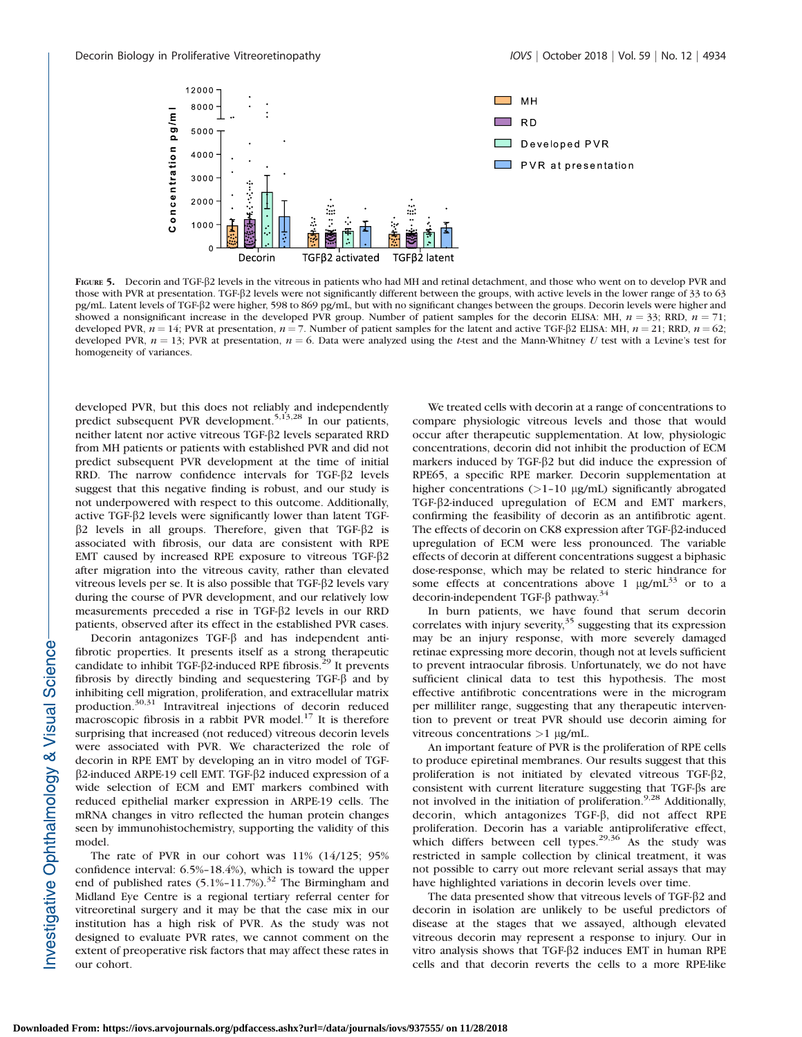**Figure 5.** Decorin and TGF-β2 levels in the vitreous in patients who had MH and retinal detachment, and those who went on to develop PVR and those with PVR at presentation. TGF-β2 levels were not significantly different between the groups, with active levels in the lower range of 33 to 63 pg/mL. Latent levels of TGF-β2 were higher, 598 to 869 pg/mL, but with no significant changes between the groups. Decorin levels were higher and showed a nonsignificant increase in the developed PVR group. Number of patient samples for the decorin ELISA: MH, $n = 33$; RRD, $n = 71$; developed PVR, $n = 14$; PVR at presentation, $n = 7$. Number of patient samples for the latent and active TGF-β2 ELISA: MH, $n = 21$; RRD, $n = 62$; developed PVR, $n = 13$; PVR at presentation, $n = 6$. Data were analyzed using the *t*-test and the Mann-Whitney *U* test with a Levine's test for homogeneity of variances.

developed PVR, but this does not reliably and independently predict subsequent PVR development.[5,13,28] In our patients, neither latent nor active vitreous TGF-β2 levels separated RRD from MH patients or patients with established PVR and did not predict subsequent PVR development at the time of initial RRD. The narrow confidence intervals for TGF-β2 levels suggest that this negative finding is robust, and our study is not underpowered with respect to this outcome. Additionally, active TGF-β2 levels were significantly lower than latent TGF-β2 levels in all groups. Therefore, given that TGF-β2 is associated with fibrosis, our data are consistent with RPE EMT caused by increased RPE exposure to vitreous TGF-β2 after migration into the vitreous cavity, rather than elevated vitreous levels per se. It is also possible that TGF-β2 levels vary during the course of PVR development, and our relatively low measurements preceded a rise in TGF-β2 levels in our RRD patients, observed after its effect in the established PVR cases.

Decorin antagonizes TGF-β and has independent antifibrotic properties. It presents itself as a strong therapeutic candidate to inhibit TGF-β2-induced RPE fibrosis.[29] It prevents fibrosis by directly binding and sequestering TGF-β and by inhibiting cell migration, proliferation, and extracellular matrix production.[30,31] Intravitreal injections of decorin reduced macroscopic fibrosis in a rabbit PVR model.[17] It is therefore surprising that increased (not reduced) vitreous decorin levels were associated with PVR. We characterized the role of decorin in RPE EMT by developing an in vitro model of TGF-β2-induced ARPE-19 cell EMT. TGF-β2 induced expression of a wide selection of ECM and EMT markers combined with reduced epithelial marker expression in ARPE-19 cells. The mRNA changes in vitro reflected the human protein changes seen by immunohistochemistry, supporting the validity of this model.

The rate of PVR in our cohort was 11% (14/125; 95% confidence interval: 6.5%–18.4%), which is toward the upper end of published rates (5.1%–11.7%).[32] The Birmingham and Midland Eye Centre is a regional tertiary referral center for vitreoretinal surgery and it may be that the case mix in our institution has a high risk of PVR. As the study was not designed to evaluate PVR rates, we cannot comment on the extent of preoperative risk factors that may affect these rates in our cohort.

We treated cells with decorin at a range of concentrations to compare physiologic vitreous levels and those that would occur after therapeutic supplementation. At low, physiologic concentrations, decorin did not inhibit the production of ECM markers induced by TGF-β2 but did induce the expression of RPE65, a specific RPE marker. Decorin supplementation at higher concentrations (>1–10 μg/mL) significantly abrogated TGF-β2-induced upregulation of ECM and EMT markers, confirming the feasibility of decorin as an antifibrotic agent. The effects of decorin on CK8 expression after TGF-β2-induced upregulation of ECM were less pronounced. The variable effects of decorin at different concentrations suggest a biphasic dose-response, which may be related to steric hindrance for some effects at concentrations above 1 μg/mL[33] or to a decorin-independent TGF-β pathway.[34]

In burn patients, we have found that serum decorin correlates with injury severity,[35] suggesting that its expression may be an injury response, with more severely damaged retinae expressing more decorin, though not at levels sufficient to prevent intraocular fibrosis. Unfortunately, we do not have sufficient clinical data to test this hypothesis. The most effective antifibrotic concentrations were in the microgram per milliliter range, suggesting that any therapeutic intervention to prevent or treat PVR should use decorin aiming for vitreous concentrations >1 μg/mL.

An important feature of PVR is the proliferation of RPE cells to produce epiretinal membranes. Our results suggest that this proliferation is not initiated by elevated vitreous TGF-β2, consistent with current literature suggesting that TGF-βs are not involved in the initiation of proliferation.[9,28] Additionally, decorin, which antagonizes TGF-β, did not affect RPE proliferation. Decorin has a variable antiproliferative effect, which differs between cell types.[29,36] As the study was restricted in sample collection by clinical treatment, it was not possible to carry out more relevant serial assays that may have highlighted variations in decorin levels over time.

The data presented show that vitreous levels of TGF-β2 and decorin in isolation are unlikely to be useful predictors of disease at the stages that we assayed, although elevated vitreous decorin may represent a response to injury. Our in vitro analysis shows that TGF-β2 induces EMT in human RPE cells and that decorin reverts the cells to a more RPE-like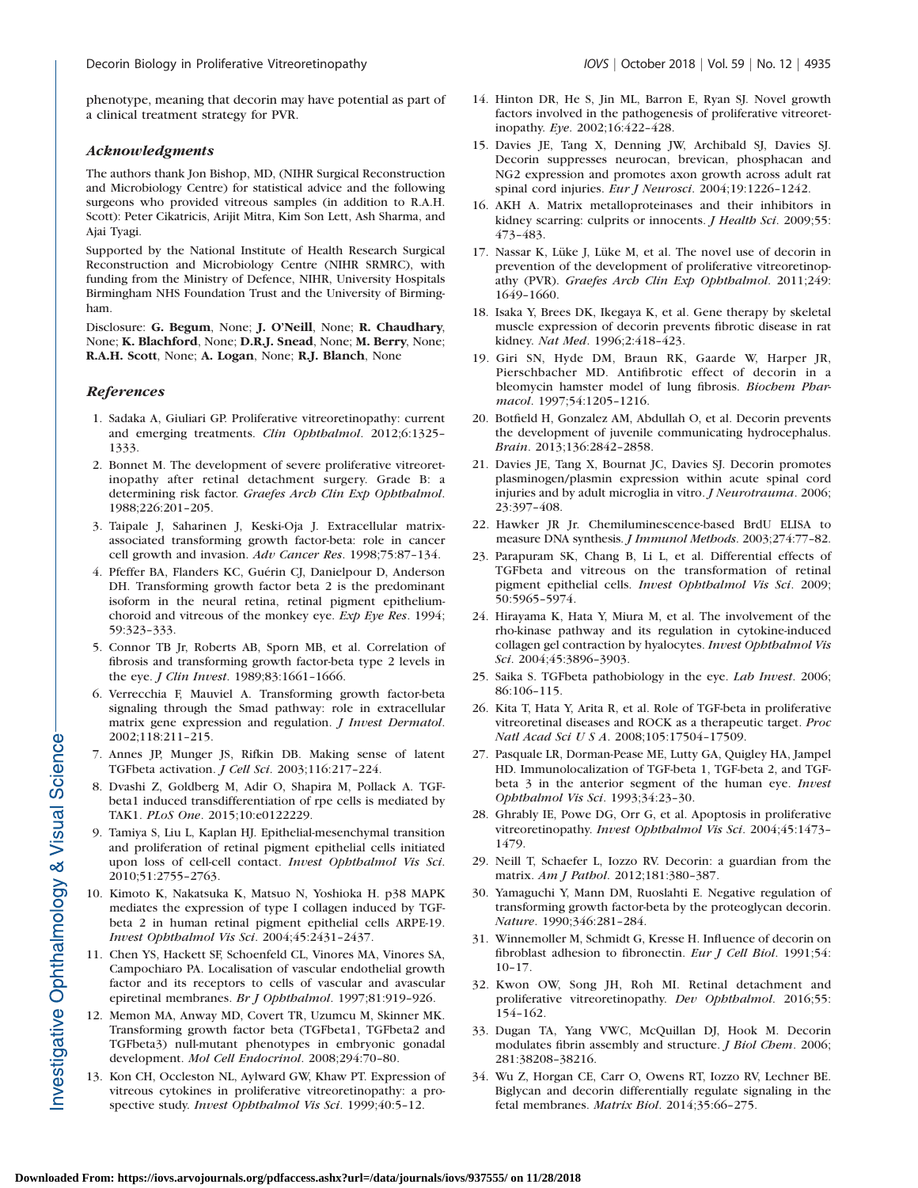phenotype, meaning that decorin may have potential as part of a clinical treatment strategy for PVR.

### *Acknowledgments*

The authors thank Jon Bishop, MD, (NIHR Surgical Reconstruction and Microbiology Centre) for statistical advice and the following surgeons who provided vitreous samples (in addition to R.A.H. Scott): Peter Cikatricis, Arijit Mitra, Kim Son Lett, Ash Sharma, and Ajai Tyagi.

Supported by the National Institute of Health Research Surgical Reconstruction and Microbiology Centre (NIHR SRMRC), with funding from the Ministry of Defence, NIHR, University Hospitals Birmingham NHS Foundation Trust and the University of Birmingham.

Disclosure: **G. Begum**, None; **J. O'Neill**, None; **R. Chaudhary**, None; **K. Blachford**, None; **D.R.J. Snead**, None; **M. Berry**, None; **R.A.H. Scott**, None; **A. Logan**, None; **R.J. Blanch**, None

### *References*

1. Sadaka A, Giuliari GP. Proliferative vitreoretinopathy: current and emerging treatments. *Clin Ophthalmol*. 2012;6:1325–1333.
2. Bonnet M. The development of severe proliferative vitreoretinopathy after retinal detachment surgery. Grade B: a determining risk factor. *Graefes Arch Clin Exp Ophthalmol*. 1988;226:201–205.
3. Taipale J, Saharinen J, Keski-Oja J. Extracellular matrix-associated transforming growth factor-beta: role in cancer cell growth and invasion. *Adv Cancer Res*. 1998;75:87–134.
4. Pfeffer BA, Flanders KC, Guérin CJ, Danielpour D, Anderson DH. Transforming growth factor beta 2 is the predominant isoform in the neural retina, retinal pigment epithelium-choroid and vitreous of the monkey eye. *Exp Eye Res*. 1994; 59:323–333.
5. Connor TB Jr, Roberts AB, Sporn MB, et al. Correlation of fibrosis and transforming growth factor-beta type 2 levels in the eye. *J Clin Invest*. 1989;83:1661–1666.
6. Verrecchia F, Mauviel A. Transforming growth factor-beta signaling through the Smad pathway: role in extracellular matrix gene expression and regulation. *J Invest Dermatol*. 2002;118:211–215.
7. Annes JP, Munger JS, Rifkin DB. Making sense of latent TGFbeta activation. *J Cell Sci*. 2003;116:217–224.
8. Dvashi Z, Goldberg M, Adir O, Shapira M, Pollack A. TGF-beta1 induced transdifferentiation of rpe cells is mediated by TAK1. *PLoS One*. 2015;10:e0122229.
9. Tamiya S, Liu L, Kaplan HJ. Epithelial-mesenchymal transition and proliferation of retinal pigment epithelial cells initiated upon loss of cell-cell contact. *Invest Ophthalmol Vis Sci*. 2010;51:2755–2763.
10. Kimoto K, Nakatsuka K, Matsuo N, Yoshioka H. p38 MAPK mediates the expression of type I collagen induced by TGF-beta 2 in human retinal pigment epithelial cells ARPE-19. *Invest Ophthalmol Vis Sci*. 2004;45:2431–2437.
11. Chen YS, Hackett SF, Schoenfeld CL, Vinores MA, Vinores SA, Campochiaro PA. Localisation of vascular endothelial growth factor and its receptors to cells of vascular and avascular epiretinal membranes. *Br J Ophthalmol*. 1997;81:919–926.
12. Memon MA, Anway MD, Covert TR, Uzumcu M, Skinner MK. Transforming growth factor beta (TGFbeta1, TGFbeta2 and TGFbeta3) null-mutant phenotypes in embryonic gonadal development. *Mol Cell Endocrinol*. 2008;294:70–80.
13. Kon CH, Occleston NL, Aylward GW, Khaw PT. Expression of vitreous cytokines in proliferative vitreoretinopathy: a prospective study. *Invest Ophthalmol Vis Sci*. 1999;40:5–12.
14. Hinton DR, He S, Jin ML, Barron E, Ryan SJ. Novel growth factors involved in the pathogenesis of proliferative vitreoretinopathy. *Eye*. 2002;16:422–428.
15. Davies JE, Tang X, Denning JW, Archibald SJ, Davies SJ. Decorin suppresses neurocan, brevican, phosphacan and NG2 expression and promotes axon growth across adult rat spinal cord injuries. *Eur J Neurosci*. 2004;19:1226–1242.
16. AKH A. Matrix metalloproteinases and their inhibitors in kidney scarring: culprits or innocents. *J Health Sci*. 2009;55: 473–483.
17. Nassar K, Lüke J, Lüke M, et al. The novel use of decorin in prevention of the development of proliferative vitreoretinopathy (PVR). *Graefes Arch Clin Exp Ophthalmol*. 2011;249: 1649–1660.
18. Isaka Y, Brees DK, Ikegaya K, et al. Gene therapy by skeletal muscle expression of decorin prevents fibrotic disease in rat kidney. *Nat Med*. 1996;2:418–423.
19. Giri SN, Hyde DM, Braun RK, Gaarde W, Harper JR, Pierschbacher MD. Antifibrotic effect of decorin in a bleomycin hamster model of lung fibrosis. *Biochem Pharmacol*. 1997;54:1205–1216.
20. Botfield H, Gonzalez AM, Abdullah O, et al. Decorin prevents the development of juvenile communicating hydrocephalus. *Brain*. 2013;136:2842–2858.
21. Davies JE, Tang X, Bournat JC, Davies SJ. Decorin promotes plasminogen/plasmin expression within acute spinal cord injuries and by adult microglia in vitro. *J Neurotrauma*. 2006; 23:397–408.
22. Hawker JR Jr. Chemiluminescence-based BrdU ELISA to measure DNA synthesis. *J Immunol Methods*. 2003;274:77–82.
23. Parapuram SK, Chang B, Li L, et al. Differential effects of TGFbeta and vitreous on the transformation of retinal pigment epithelial cells. *Invest Ophthalmol Vis Sci*. 2009; 50:5965–5974.
24. Hirayama K, Hata Y, Miura M, et al. The involvement of the rho-kinase pathway and its regulation in cytokine-induced collagen gel contraction by hyalocytes. *Invest Ophthalmol Vis Sci*. 2004;45:3896–3903.
25. Saika S. TGFbeta pathobiology in the eye. *Lab Invest*. 2006; 86:106–115.
26. Kita T, Hata Y, Arita R, et al. Role of TGF-beta in proliferative vitreoretinal diseases and ROCK as a therapeutic target. *Proc Natl Acad Sci U S A*. 2008;105:17504–17509.
27. Pasquale LR, Dorman-Pease ME, Lutty GA, Quigley HA, Jampel HD. Immunolocalization of TGF-beta 1, TGF-beta 2, and TGF-beta 3 in the anterior segment of the human eye. *Invest Ophthalmol Vis Sci*. 1993;34:23–30.
28. Ghrably IE, Powe DG, Orr G, et al. Apoptosis in proliferative vitreoretinopathy. *Invest Ophthalmol Vis Sci*. 2004;45:1473–1479.
29. Neill T, Schaefer L, Iozzo RV. Decorin: a guardian from the matrix. *Am J Pathol*. 2012;181:380–387.
30. Yamaguchi Y, Mann DM, Ruoslahti E. Negative regulation of transforming growth factor-beta by the proteoglycan decorin. *Nature*. 1990;346:281–284.
31. Winnemoller M, Schmidt G, Kresse H. Influence of decorin on fibroblast adhesion to fibronectin. *Eur J Cell Biol*. 1991;54: 10–17.
32. Kwon OW, Song JH, Roh MI. Retinal detachment and proliferative vitreoretinopathy. *Dev Ophthalmol*. 2016;55: 154–162.
33. Dugan TA, Yang VWC, McQuillan DJ, Hook M. Decorin modulates fibrin assembly and structure. *J Biol Chem*. 2006; 281:38208–38216.
34. Wu Z, Horgan CE, Carr O, Owens RT, Iozzo RV, Lechner BE. Biglycan and decorin differentially regulate signaling in the fetal membranes. *Matrix Biol*. 2014;35:66–275.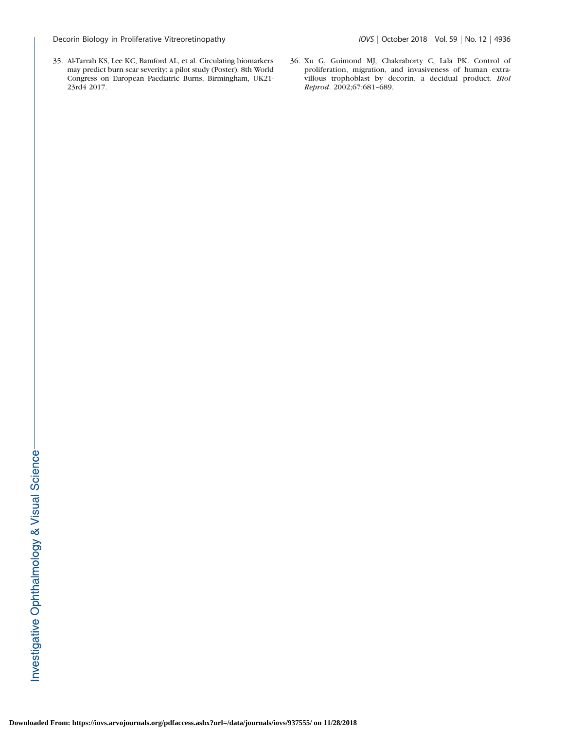35. Al-Tarrah KS, Lee KC, Bamford AL, et al. Circulating biomarkers may predict burn scar severity: a pilot study (Poster). 8th World Congress on European Paediatric Burns, Birmingham, UK21-23rd4 2017.

36. Xu G, Guimond MJ, Chakraborty C, Lala PK. Control of proliferation, migration, and invasiveness of human extravillous trophoblast by decorin, a decidual product. *Biol Reprod*. 2002;67:681–689.